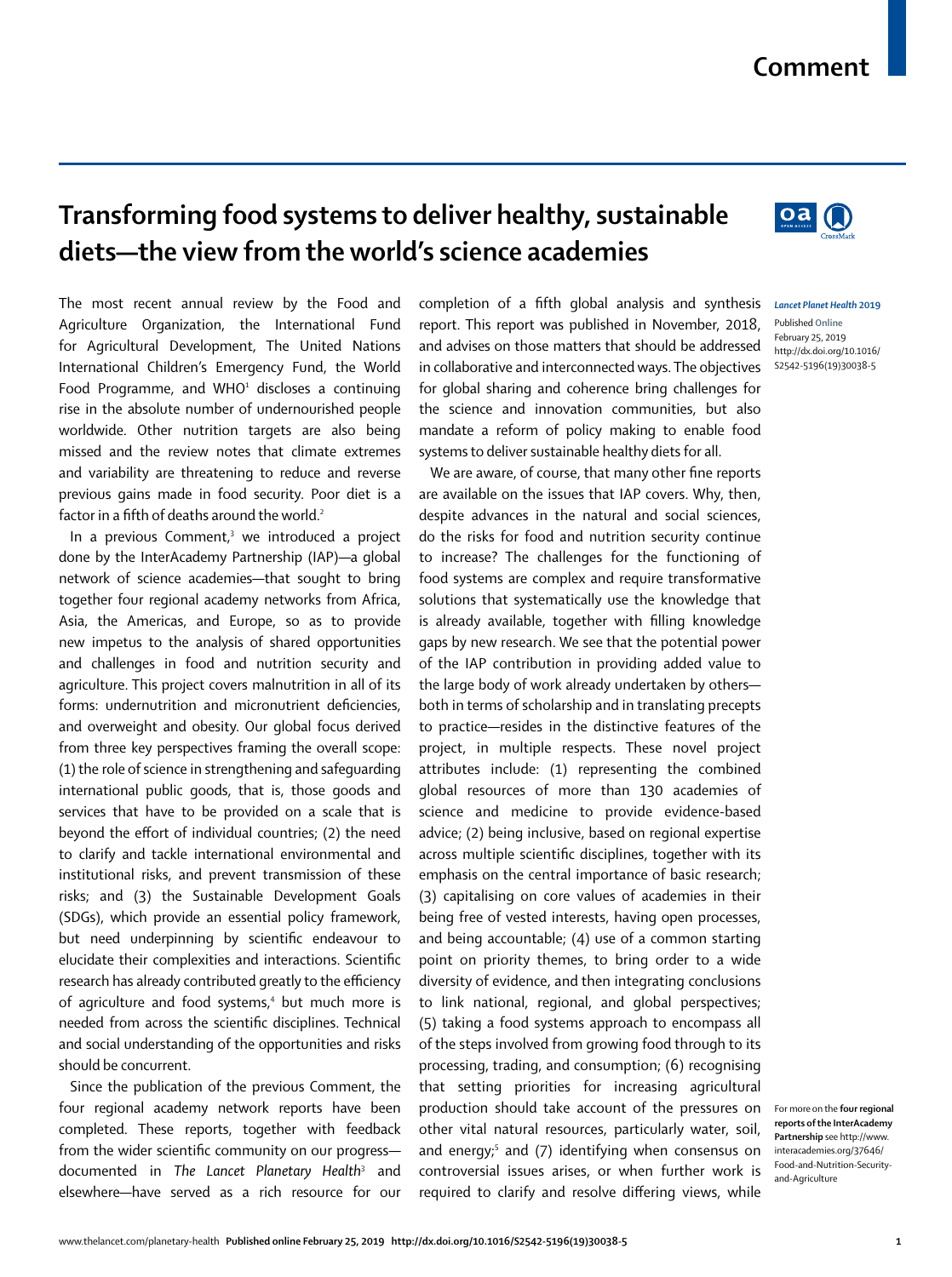# Transforming food systems to deliver healthy, sustainable diets—the view from the world's science academies

The most recent annual review by the Food and Agriculture Organization, the International Fund for Agricultural Development, The United Nations International Children's Emergency Fund, the World Food Programme, and WHO[1] discloses a continuing rise in the absolute number of undernourished people worldwide. Other nutrition targets are also being missed and the review notes that climate extremes and variability are threatening to reduce and reverse previous gains made in food security. Poor diet is a factor in a fifth of deaths around the world.[2]

In a previous Comment,[3] we introduced a project done by the InterAcademy Partnership (IAP)—a global network of science academies—that sought to bring together four regional academy networks from Africa, Asia, the Americas, and Europe, so as to provide new impetus to the analysis of shared opportunities and challenges in food and nutrition security and agriculture. This project covers malnutrition in all of its forms: undernutrition and micronutrient deficiencies, and overweight and obesity. Our global focus derived from three key perspectives framing the overall scope: (1) the role of science in strengthening and safeguarding international public goods, that is, those goods and services that have to be provided on a scale that is beyond the effort of individual countries; (2) the need to clarify and tackle international environmental and institutional risks, and prevent transmission of these risks; and (3) the Sustainable Development Goals (SDGs), which provide an essential policy framework, but need underpinning by scientific endeavour to elucidate their complexities and interactions. Scientific research has already contributed greatly to the efficiency of agriculture and food systems,[4] but much more is needed from across the scientific disciplines. Technical and social understanding of the opportunities and risks should be concurrent.

Since the publication of the previous Comment, the four regional academy network reports have been completed. These reports, together with feedback from the wider scientific community on our progress—documented in *The Lancet Planetary Health*[3] and elsewhere—have served as a rich resource for our completion of a fifth global analysis and synthesis report. This report was published in November, 2018, and advises on those matters that should be addressed in collaborative and interconnected ways. The objectives for global sharing and coherence bring challenges for the science and innovation communities, but also mandate a reform of policy making to enable food systems to deliver sustainable healthy diets for all.

We are aware, of course, that many other fine reports are available on the issues that IAP covers. Why, then, despite advances in the natural and social sciences, do the risks for food and nutrition security continue to increase? The challenges for the functioning of food systems are complex and require transformative solutions that systematically use the knowledge that is already available, together with filling knowledge gaps by new research. We see that the potential power of the IAP contribution in providing added value to the large body of work already undertaken by others—both in terms of scholarship and in translating precepts to practice—resides in the distinctive features of the project, in multiple respects. These novel project attributes include: (1) representing the combined global resources of more than 130 academies of science and medicine to provide evidence-based advice; (2) being inclusive, based on regional expertise across multiple scientific disciplines, together with its emphasis on the central importance of basic research; (3) capitalising on core values of academies in their being free of vested interests, having open processes, and being accountable; (4) use of a common starting point on priority themes, to bring order to a wide diversity of evidence, and then integrating conclusions to link national, regional, and global perspectives; (5) taking a food systems approach to encompass all of the steps involved from growing food through to its processing, trading, and consumption; (6) recognising that setting priorities for increasing agricultural production should take account of the pressures on other vital natural resources, particularly water, soil, and energy;[5] and (7) identifying when consensus on controversial issues arises, or when further work is required to clarify and resolve differing views, while

For more on the **four regional reports of the InterAcademy Partnership** see http://www.interacademies.org/37646/Food-and-Nutrition-Security-and-Agriculture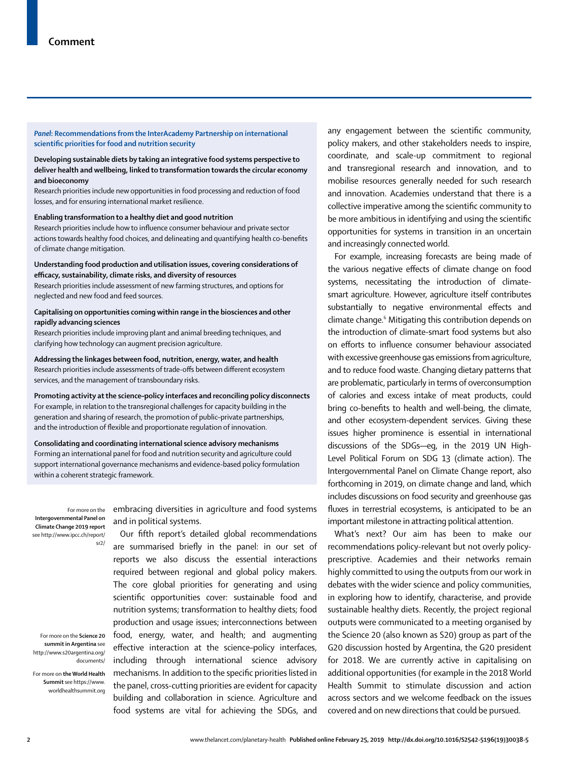**Panel: Recommendations from the InterAcademy Partnership on international scientific priorities for food and nutrition security**

**Developing sustainable diets by taking an integrative food systems perspective to deliver health and wellbeing, linked to transformation towards the circular economy and bioeconomy**
Research priorities include new opportunities in food processing and reduction of food losses, and for ensuring international market resilience.

**Enabling transformation to a healthy diet and good nutrition**
Research priorities include how to influence consumer behaviour and private sector actions towards healthy food choices, and delineating and quantifying health co-benefits of climate change mitigation.

**Understanding food production and utilisation issues, covering considerations of efficacy, sustainability, climate risks, and diversity of resources**
Research priorities include assessment of new farming structures, and options for neglected and new food and feed sources.

**Capitalising on opportunities coming within range in the biosciences and other rapidly advancing sciences**
Research priorities include improving plant and animal breeding techniques, and clarifying how technology can augment precision agriculture.

**Addressing the linkages between food, nutrition, energy, water, and health**
Research priorities include assessments of trade-offs between different ecosystem services, and the management of transboundary risks.

**Promoting activity at the science–policy interfaces and reconciling policy disconnects**
For example, in relation to the transregional challenges for capacity building in the generation and sharing of research, the promotion of public–private partnerships, and the introduction of flexible and proportionate regulation of innovation.

**Consolidating and coordinating international science advisory mechanisms**
Forming an international panel for food and nutrition security and agriculture could support international governance mechanisms and evidence-based policy formulation within a coherent strategic framework.

embracing diversities in agriculture and food systems and in political systems.

Our fifth report's detailed global recommendations are summarised briefly in the panel: in our set of reports we also discuss the essential interactions required between regional and global policy makers. The core global priorities for generating and using scientific opportunities cover: sustainable food and nutrition systems; transformation to healthy diets; food production and usage issues; interconnections between food, energy, water, and health; and augmenting effective interaction at the science–policy interfaces, including through international science advisory mechanisms. In addition to the specific priorities listed in the panel, cross-cutting priorities are evident for capacity building and collaboration in science. Agriculture and food systems are vital for achieving the SDGs, and any engagement between the scientific community, policy makers, and other stakeholders needs to inspire, coordinate, and scale-up commitment to regional and transregional research and innovation, and to mobilise resources generally needed for such research and innovation. Academies understand that there is a collective imperative among the scientific community to be more ambitious in identifying and using the scientific opportunities for systems in transition in an uncertain and increasingly connected world.

For example, increasing forecasts are being made of the various negative effects of climate change on food systems, necessitating the introduction of climate-smart agriculture. However, agriculture itself contributes substantially to negative environmental effects and climate change.[6] Mitigating this contribution depends on the introduction of climate-smart food systems but also on efforts to influence consumer behaviour associated with excessive greenhouse gas emissions from agriculture, and to reduce food waste. Changing dietary patterns that are problematic, particularly in terms of overconsumption of calories and excess intake of meat products, could bring co-benefits to health and well-being, the climate, and other ecosystem-dependent services. Giving these issues higher prominence is essential in international discussions of the SDGs—eg, in the 2019 UN High-Level Political Forum on SDG 13 (climate action). The Intergovernmental Panel on Climate Change report, also forthcoming in 2019, on climate change and land, which includes discussions on food security and greenhouse gas fluxes in terrestrial ecosystems, is anticipated to be an important milestone in attracting political attention.

What's next? Our aim has been to make our recommendations policy-relevant but not overly policy-prescriptive. Academies and their networks remain highly committed to using the outputs from our work in debates with the wider science and policy communities, in exploring how to identify, characterise, and provide sustainable healthy diets. Recently, the project regional outputs were communicated to a meeting organised by the Science 20 (also known as S20) group as part of the G20 discussion hosted by Argentina, the G20 president for 2018. We are currently active in capitalising on additional opportunities (for example in the 2018 World Health Summit to stimulate discussion and action across sectors and we welcome feedback on the issues covered and on new directions that could be pursued.

For more on the **Intergovernmental Panel on Climate Change 2019 report** see http://www.ipcc.ch/report/sr2/

For more on the **Science 20 summit in Argentina** see http://www.s20argentina.org/documents/

For more on **the World Health Summit** see https://www.worldhealthsummit.org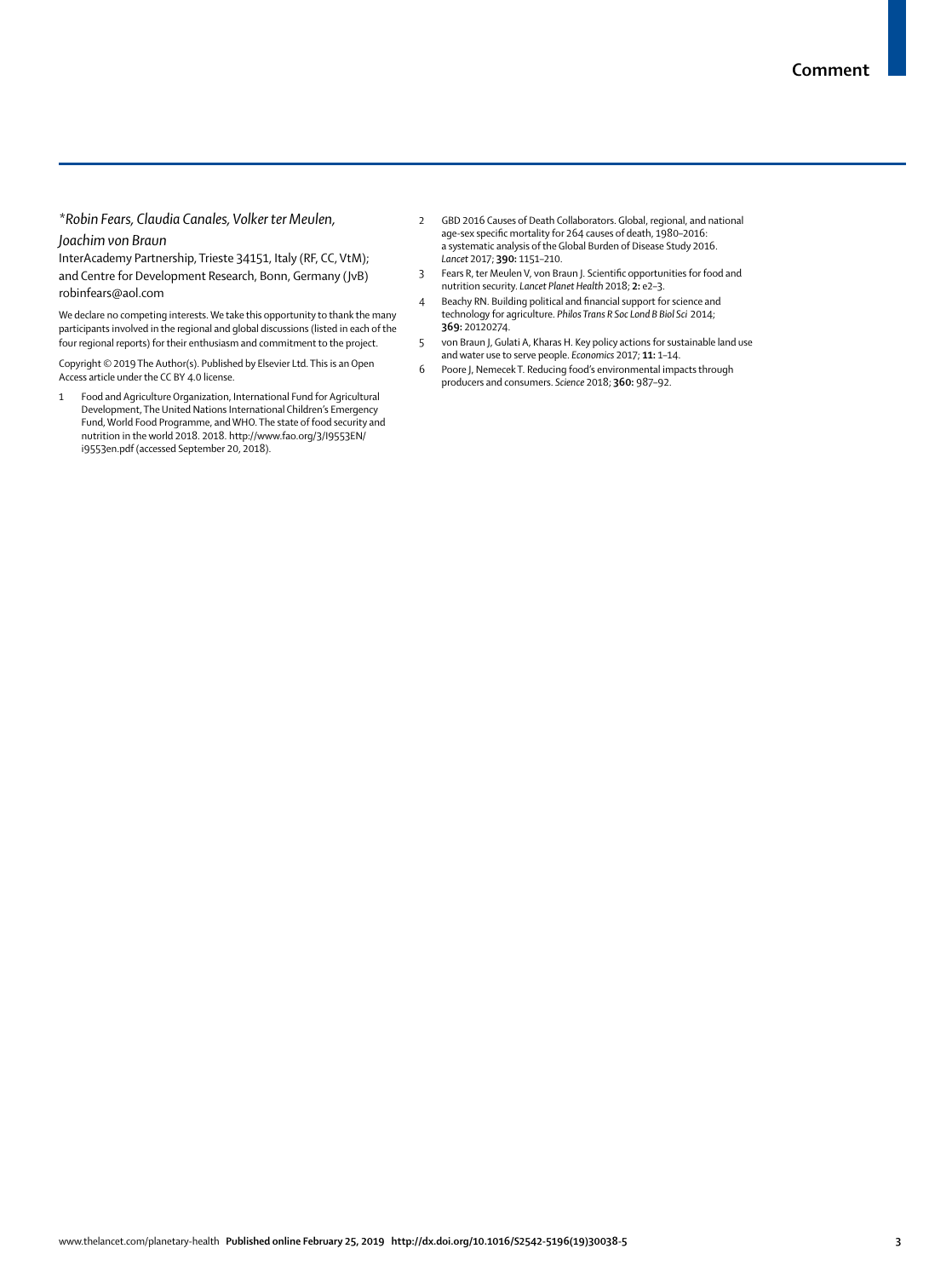*Robin Fears, Claudia Canales, Volker ter Meulen, Joachim von Braun*

InterAcademy Partnership, Trieste 34151, Italy (RF, CC, VtM); and Centre for Development Research, Bonn, Germany (JvB)
robinfears@aol.com

We declare no competing interests. We take this opportunity to thank the many participants involved in the regional and global discussions (listed in each of the four regional reports) for their enthusiasm and commitment to the project.

Copyright © 2019 The Author(s). Published by Elsevier Ltd. This is an Open Access article under the CC BY 4.0 license.

1. Food and Agriculture Organization, International Fund for Agricultural Development, The United Nations International Children's Emergency Fund, World Food Programme, and WHO. The state of food security and nutrition in the world 2018. 2018. http://www.fao.org/3/I9553EN/i9553en.pdf (accessed September 20, 2018).
2. GBD 2016 Causes of Death Collaborators. Global, regional, and national age-sex specific mortality for 264 causes of death, 1980–2016: a systematic analysis of the Global Burden of Disease Study 2016. *Lancet* 2017; **390:** 1151–210.
3. Fears R, ter Meulen V, von Braun J. Scientific opportunities for food and nutrition security. *Lancet Planet Health* 2018; **2:** e2–3.
4. Beachy RN. Building political and financial support for science and technology for agriculture. *Philos Trans R Soc Lond B Biol Sci* 2014; **369:** 20120274.
5. von Braun J, Gulati A, Kharas H. Key policy actions for sustainable land use and water use to serve people. *Economics* 2017; **11:** 1–14.
6. Poore J, Nemecek T. Reducing food's environmental impacts through producers and consumers. *Science* 2018; **360:** 987–92.